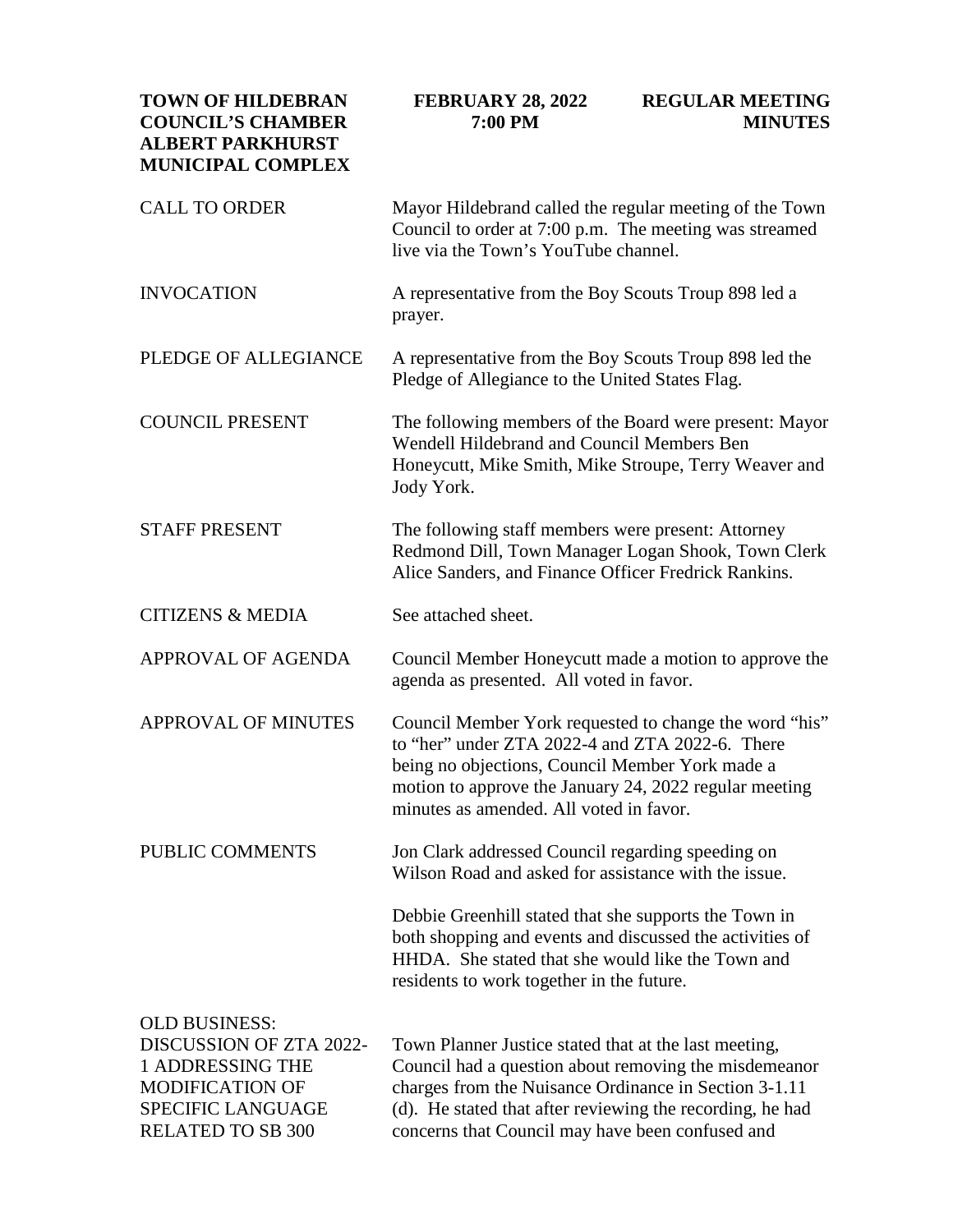**TOWN OF HILDEBRAN**
**COUNCIL'S CHAMBER**
**ALBERT PARKHURST MUNICIPAL COMPLEX**

**FEBRUARY 28, 2022**
**7:00 PM**

**REGULAR MEETING MINUTES**

**CALL TO ORDER**

Mayor Hildebrand called the regular meeting of the Town Council to order at 7:00 p.m. The meeting was streamed live via the Town's YouTube channel.

**INVOCATION**

A representative from the Boy Scouts Troup 898 led a prayer.

**PLEDGE OF ALLEGIANCE**

A representative from the Boy Scouts Troup 898 led the Pledge of Allegiance to the United States Flag.

**COUNCIL PRESENT**

The following members of the Board were present: Mayor Wendell Hildebrand and Council Members Ben Honeycutt, Mike Smith, Mike Stroupe, Terry Weaver and Jody York.

**STAFF PRESENT**

The following staff members were present: Attorney Redmond Dill, Town Manager Logan Shook, Town Clerk Alice Sanders, and Finance Officer Fredrick Rankins.

**CITIZENS & MEDIA**

See attached sheet.

**APPROVAL OF AGENDA**

Council Member Honeycutt made a motion to approve the agenda as presented. All voted in favor.

**APPROVAL OF MINUTES**

Council Member York requested to change the word "his" to "her" under ZTA 2022-4 and ZTA 2022-6. There being no objections, Council Member York made a motion to approve the January 24, 2022 regular meeting minutes as amended. All voted in favor.

**PUBLIC COMMENTS**

Jon Clark addressed Council regarding speeding on Wilson Road and asked for assistance with the issue.

Debbie Greenhill stated that she supports the Town in both shopping and events and discussed the activities of HHDA. She stated that she would like the Town and residents to work together in the future.

**OLD BUSINESS:**
**DISCUSSION OF ZTA 2022-1 ADDRESSING THE MODIFICATION OF SPECIFIC LANGUAGE RELATED TO SB 300**

Town Planner Justice stated that at the last meeting, Council had a question about removing the misdemeanor charges from the Nuisance Ordinance in Section 3-1.11 (d). He stated that after reviewing the recording, he had concerns that Council may have been confused and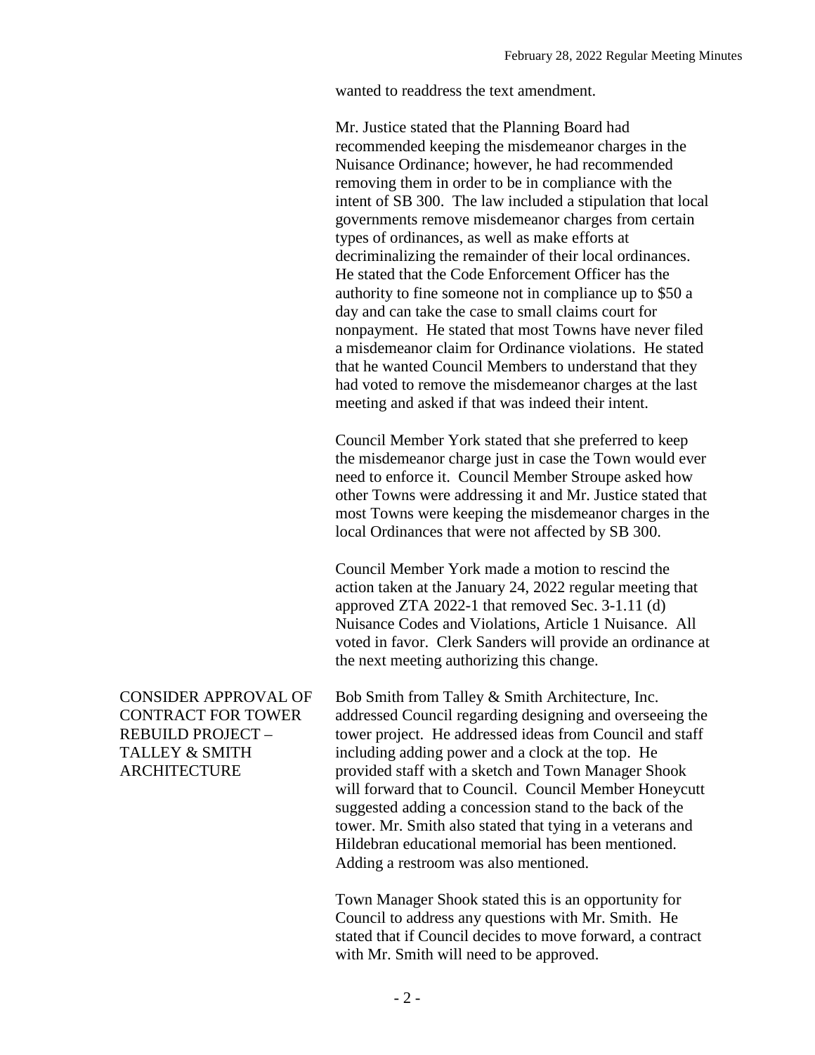wanted to readdress the text amendment.

Mr. Justice stated that the Planning Board had recommended keeping the misdemeanor charges in the Nuisance Ordinance; however, he had recommended removing them in order to be in compliance with the intent of SB 300. The law included a stipulation that local governments remove misdemeanor charges from certain types of ordinances, as well as make efforts at decriminalizing the remainder of their local ordinances. He stated that the Code Enforcement Officer has the authority to fine someone not in compliance up to $50 a day and can take the case to small claims court for nonpayment. He stated that most Towns have never filed a misdemeanor claim for Ordinance violations. He stated that he wanted Council Members to understand that they had voted to remove the misdemeanor charges at the last meeting and asked if that was indeed their intent.

Council Member York stated that she preferred to keep the misdemeanor charge just in case the Town would ever need to enforce it. Council Member Stroupe asked how other Towns were addressing it and Mr. Justice stated that most Towns were keeping the misdemeanor charges in the local Ordinances that were not affected by SB 300.

Council Member York made a motion to rescind the action taken at the January 24, 2022 regular meeting that approved ZTA 2022-1 that removed Sec. 3-1.11 (d) Nuisance Codes and Violations, Article 1 Nuisance. All voted in favor. Clerk Sanders will provide an ordinance at the next meeting authorizing this change.

## CONSIDER APPROVAL OF CONTRACT FOR TOWER REBUILD PROJECT – TALLEY & SMITH ARCHITECTURE

Bob Smith from Talley & Smith Architecture, Inc. addressed Council regarding designing and overseeing the tower project. He addressed ideas from Council and staff including adding power and a clock at the top. He provided staff with a sketch and Town Manager Shook will forward that to Council. Council Member Honeycutt suggested adding a concession stand to the back of the tower. Mr. Smith also stated that tying in a veterans and Hildebran educational memorial has been mentioned. Adding a restroom was also mentioned.

Town Manager Shook stated this is an opportunity for Council to address any questions with Mr. Smith. He stated that if Council decides to move forward, a contract with Mr. Smith will need to be approved.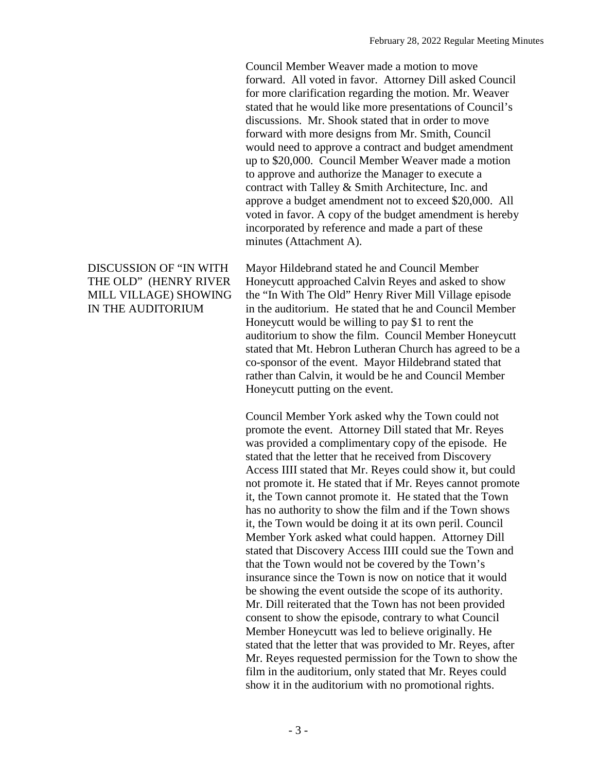Council Member Weaver made a motion to move forward. All voted in favor. Attorney Dill asked Council for more clarification regarding the motion. Mr. Weaver stated that he would like more presentations of Council's discussions. Mr. Shook stated that in order to move forward with more designs from Mr. Smith, Council would need to approve a contract and budget amendment up to $20,000. Council Member Weaver made a motion to approve and authorize the Manager to execute a contract with Talley & Smith Architecture, Inc. and approve a budget amendment not to exceed $20,000. All voted in favor. A copy of the budget amendment is hereby incorporated by reference and made a part of these minutes (Attachment A).

**DISCUSSION OF "IN WITH THE OLD" (HENRY RIVER MILL VILLAGE) SHOWING IN THE AUDITORIUM**

Mayor Hildebrand stated he and Council Member Honeycutt approached Calvin Reyes and asked to show the "In With The Old" Henry River Mill Village episode in the auditorium. He stated that he and Council Member Honeycutt would be willing to pay $1 to rent the auditorium to show the film. Council Member Honeycutt stated that Mt. Hebron Lutheran Church has agreed to be a co-sponsor of the event. Mayor Hildebrand stated that rather than Calvin, it would be he and Council Member Honeycutt putting on the event.

Council Member York asked why the Town could not promote the event. Attorney Dill stated that Mr. Reyes was provided a complimentary copy of the episode. He stated that the letter that he received from Discovery Access IIII stated that Mr. Reyes could show it, but could not promote it. He stated that if Mr. Reyes cannot promote it, the Town cannot promote it. He stated that the Town has no authority to show the film and if the Town shows it, the Town would be doing it at its own peril. Council Member York asked what could happen. Attorney Dill stated that Discovery Access IIII could sue the Town and that the Town would not be covered by the Town's insurance since the Town is now on notice that it would be showing the event outside the scope of its authority. Mr. Dill reiterated that the Town has not been provided consent to show the episode, contrary to what Council Member Honeycutt was led to believe originally. He stated that the letter that was provided to Mr. Reyes, after Mr. Reyes requested permission for the Town to show the film in the auditorium, only stated that Mr. Reyes could show it in the auditorium with no promotional rights.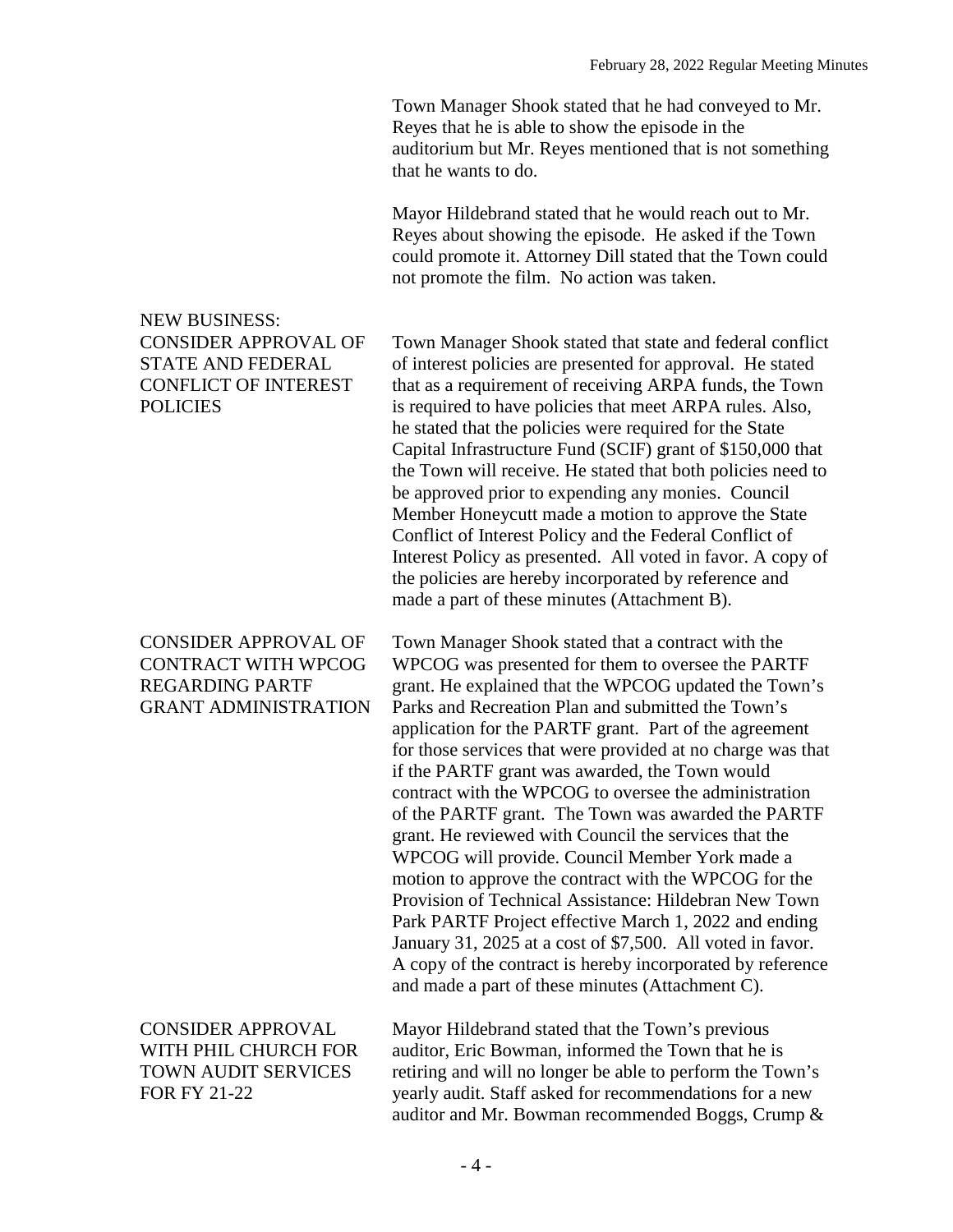Town Manager Shook stated that he had conveyed to Mr. Reyes that he is able to show the episode in the auditorium but Mr. Reyes mentioned that is not something that he wants to do.

Mayor Hildebrand stated that he would reach out to Mr. Reyes about showing the episode. He asked if the Town could promote it. Attorney Dill stated that the Town could not promote the film. No action was taken.

## NEW BUSINESS:

### CONSIDER APPROVAL OF STATE AND FEDERAL CONFLICT OF INTEREST POLICIES

Town Manager Shook stated that state and federal conflict of interest policies are presented for approval. He stated that as a requirement of receiving ARPA funds, the Town is required to have policies that meet ARPA rules. Also, he stated that the policies were required for the State Capital Infrastructure Fund (SCIF) grant of $150,000 that the Town will receive. He stated that both policies need to be approved prior to expending any monies. Council Member Honeycutt made a motion to approve the State Conflict of Interest Policy and the Federal Conflict of Interest Policy as presented. All voted in favor. A copy of the policies are hereby incorporated by reference and made a part of these minutes (Attachment B).

### CONSIDER APPROVAL OF CONTRACT WITH WPCOG REGARDING PARTF GRANT ADMINISTRATION

Town Manager Shook stated that a contract with the WPCOG was presented for them to oversee the PARTF grant. He explained that the WPCOG updated the Town's Parks and Recreation Plan and submitted the Town's application for the PARTF grant. Part of the agreement for those services that were provided at no charge was that if the PARTF grant was awarded, the Town would contract with the WPCOG to oversee the administration of the PARTF grant. The Town was awarded the PARTF grant. He reviewed with Council the services that the WPCOG will provide. Council Member York made a motion to approve the contract with the WPCOG for the Provision of Technical Assistance: Hildebran New Town Park PARTF Project effective March 1, 2022 and ending January 31, 2025 at a cost of $7,500. All voted in favor. A copy of the contract is hereby incorporated by reference and made a part of these minutes (Attachment C).

### CONSIDER APPROVAL WITH PHIL CHURCH FOR TOWN AUDIT SERVICES FOR FY 21-22

Mayor Hildebrand stated that the Town's previous auditor, Eric Bowman, informed the Town that he is retiring and will no longer be able to perform the Town's yearly audit. Staff asked for recommendations for a new auditor and Mr. Bowman recommended Boggs, Crump &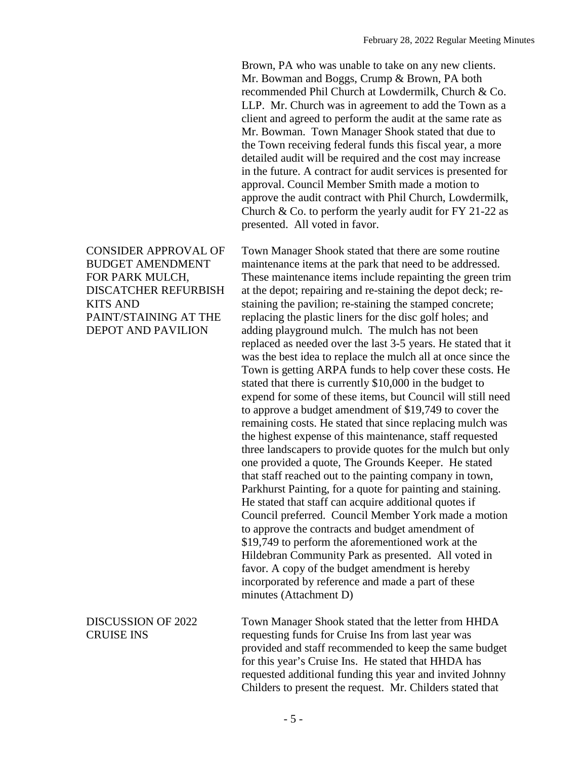Brown, PA who was unable to take on any new clients. Mr. Bowman and Boggs, Crump & Brown, PA both recommended Phil Church at Lowdermilk, Church & Co. LLP. Mr. Church was in agreement to add the Town as a client and agreed to perform the audit at the same rate as Mr. Bowman. Town Manager Shook stated that due to the Town receiving federal funds this fiscal year, a more detailed audit will be required and the cost may increase in the future. A contract for audit services is presented for approval. Council Member Smith made a motion to approve the audit contract with Phil Church, Lowdermilk, Church & Co. to perform the yearly audit for FY 21-22 as presented. All voted in favor.

**CONSIDER APPROVAL OF BUDGET AMENDMENT FOR PARK MULCH, DISCATCHER REFURBISH KITS AND PAINT/STAINING AT THE DEPOT AND PAVILION**

Town Manager Shook stated that there are some routine maintenance items at the park that need to be addressed. These maintenance items include repainting the green trim at the depot; repairing and re-staining the depot deck; re-staining the pavilion; re-staining the stamped concrete; replacing the plastic liners for the disc golf holes; and adding playground mulch. The mulch has not been replaced as needed over the last 3-5 years. He stated that it was the best idea to replace the mulch all at once since the Town is getting ARPA funds to help cover these costs. He stated that there is currently $10,000 in the budget to expend for some of these items, but Council will still need to approve a budget amendment of $19,749 to cover the remaining costs. He stated that since replacing mulch was the highest expense of this maintenance, staff requested three landscapers to provide quotes for the mulch but only one provided a quote, The Grounds Keeper. He stated that staff reached out to the painting company in town, Parkhurst Painting, for a quote for painting and staining. He stated that staff can acquire additional quotes if Council preferred. Council Member York made a motion to approve the contracts and budget amendment of $19,749 to perform the aforementioned work at the Hildebran Community Park as presented. All voted in favor. A copy of the budget amendment is hereby incorporated by reference and made a part of these minutes (Attachment D)

**DISCUSSION OF 2022 CRUISE INS**

Town Manager Shook stated that the letter from HHDA requesting funds for Cruise Ins from last year was provided and staff recommended to keep the same budget for this year's Cruise Ins. He stated that HHDA has requested additional funding this year and invited Johnny Childers to present the request. Mr. Childers stated that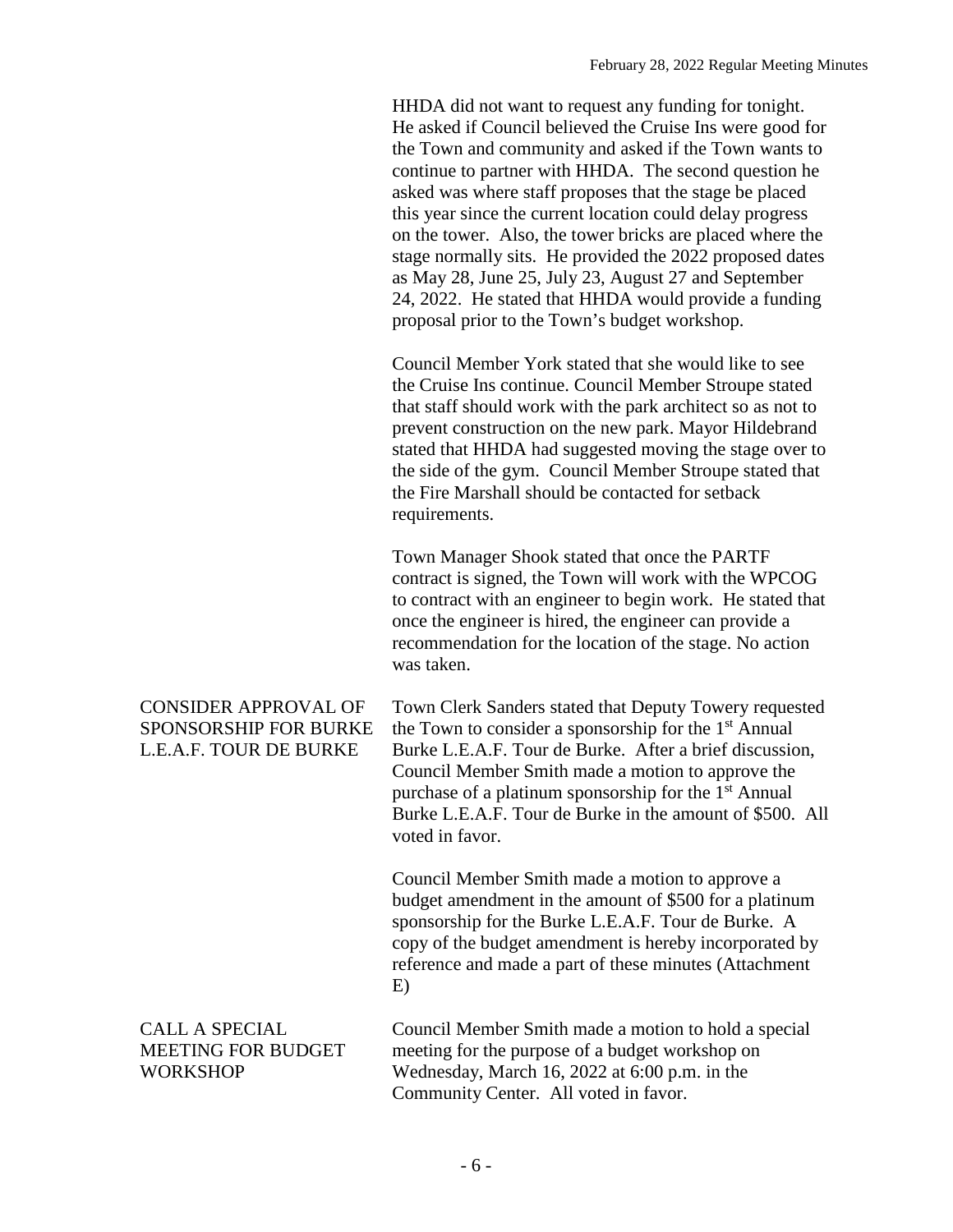HHDA did not want to request any funding for tonight. He asked if Council believed the Cruise Ins were good for the Town and community and asked if the Town wants to continue to partner with HHDA. The second question he asked was where staff proposes that the stage be placed this year since the current location could delay progress on the tower. Also, the tower bricks are placed where the stage normally sits. He provided the 2022 proposed dates as May 28, June 25, July 23, August 27 and September 24, 2022. He stated that HHDA would provide a funding proposal prior to the Town's budget workshop.

Council Member York stated that she would like to see the Cruise Ins continue. Council Member Stroupe stated that staff should work with the park architect so as not to prevent construction on the new park. Mayor Hildebrand stated that HHDA had suggested moving the stage over to the side of the gym. Council Member Stroupe stated that the Fire Marshall should be contacted for setback requirements.

Town Manager Shook stated that once the PARTF contract is signed, the Town will work with the WPCOG to contract with an engineer to begin work. He stated that once the engineer is hired, the engineer can provide a recommendation for the location of the stage. No action was taken.

**CONSIDER APPROVAL OF SPONSORSHIP FOR BURKE L.E.A.F. TOUR DE BURKE**

Town Clerk Sanders stated that Deputy Towery requested the Town to consider a sponsorship for the 1st Annual Burke L.E.A.F. Tour de Burke. After a brief discussion, Council Member Smith made a motion to approve the purchase of a platinum sponsorship for the 1st Annual Burke L.E.A.F. Tour de Burke in the amount of $500. All voted in favor.

Council Member Smith made a motion to approve a budget amendment in the amount of $500 for a platinum sponsorship for the Burke L.E.A.F. Tour de Burke. A copy of the budget amendment is hereby incorporated by reference and made a part of these minutes (Attachment E)

**CALL A SPECIAL MEETING FOR BUDGET WORKSHOP**

Council Member Smith made a motion to hold a special meeting for the purpose of a budget workshop on Wednesday, March 16, 2022 at 6:00 p.m. in the Community Center. All voted in favor.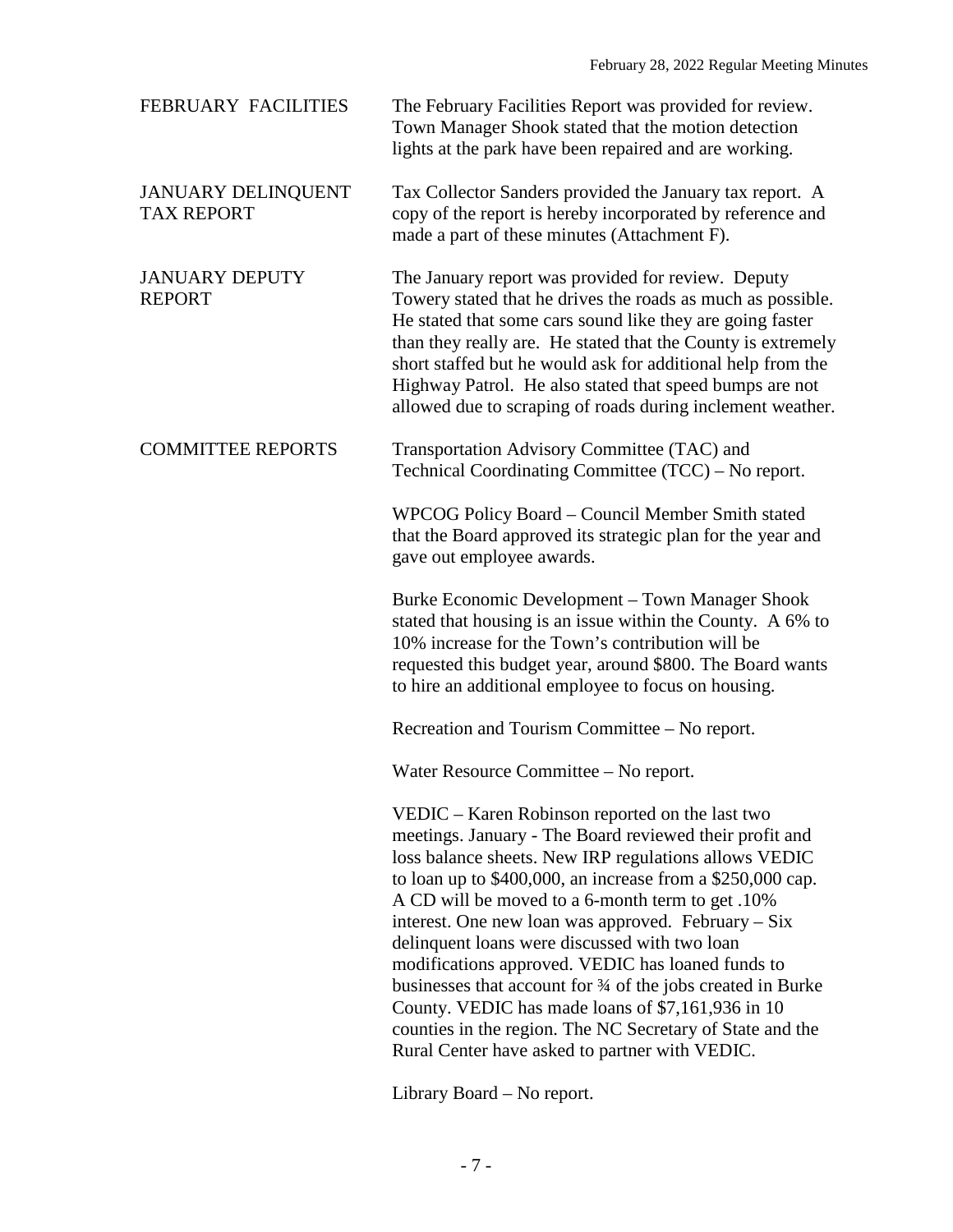**FEBRUARY FACILITIES**

The February Facilities Report was provided for review. Town Manager Shook stated that the motion detection lights at the park have been repaired and are working.

**JANUARY DELINQUENT TAX REPORT**

Tax Collector Sanders provided the January tax report. A copy of the report is hereby incorporated by reference and made a part of these minutes (Attachment F).

**JANUARY DEPUTY REPORT**

The January report was provided for review. Deputy Towery stated that he drives the roads as much as possible. He stated that some cars sound like they are going faster than they really are. He stated that the County is extremely short staffed but he would ask for additional help from the Highway Patrol. He also stated that speed bumps are not allowed due to scraping of roads during inclement weather.

**COMMITTEE REPORTS**

Transportation Advisory Committee (TAC) and Technical Coordinating Committee (TCC) – No report.

WPCOG Policy Board – Council Member Smith stated that the Board approved its strategic plan for the year and gave out employee awards.

Burke Economic Development – Town Manager Shook stated that housing is an issue within the County. A 6% to 10% increase for the Town's contribution will be requested this budget year, around $800. The Board wants to hire an additional employee to focus on housing.

Recreation and Tourism Committee – No report.

Water Resource Committee – No report.

VEDIC – Karen Robinson reported on the last two meetings. January - The Board reviewed their profit and loss balance sheets. New IRP regulations allows VEDIC to loan up to $400,000, an increase from a $250,000 cap. A CD will be moved to a 6-month term to get .10% interest. One new loan was approved. February – Six delinquent loans were discussed with two loan modifications approved. VEDIC has loaned funds to businesses that account for ¾ of the jobs created in Burke County. VEDIC has made loans of $7,161,936 in 10 counties in the region. The NC Secretary of State and the Rural Center have asked to partner with VEDIC.

Library Board – No report.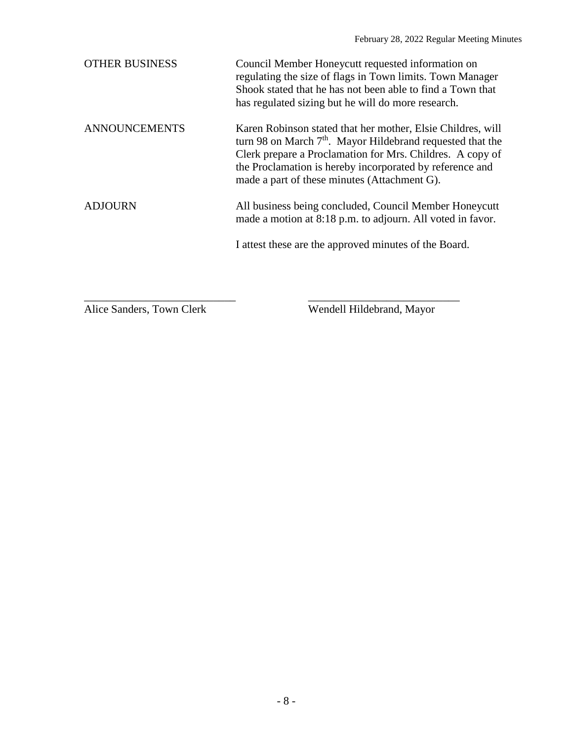OTHER BUSINESS

Council Member Honeycutt requested information on regulating the size of flags in Town limits. Town Manager Shook stated that he has not been able to find a Town that has regulated sizing but he will do more research.

ANNOUNCEMENTS

Karen Robinson stated that her mother, Elsie Childres, will turn 98 on March 7th. Mayor Hildebrand requested that the Clerk prepare a Proclamation for Mrs. Childres. A copy of the Proclamation is hereby incorporated by reference and made a part of these minutes (Attachment G).

ADJOURN

All business being concluded, Council Member Honeycutt made a motion at 8:18 p.m. to adjourn. All voted in favor.

I attest these are the approved minutes of the Board.

___________________________ ___________________________

Alice Sanders, Town Clerk Wendell Hildebrand, Mayor